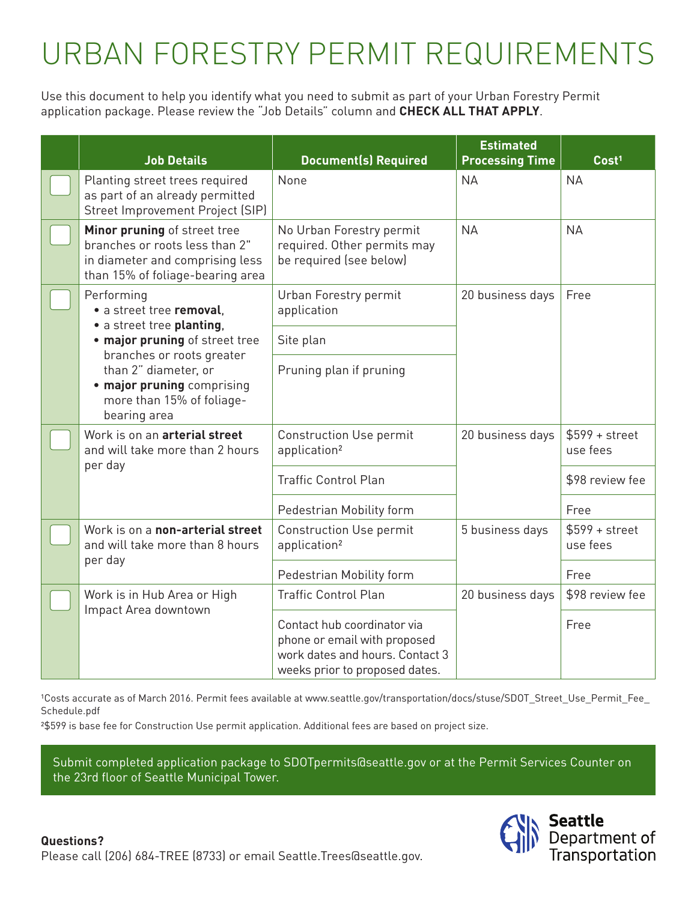# URBAN FORESTRY PERMIT REQUIREMENTS

Use this document to help you identify what you need to submit as part of your Urban Forestry Permit application package. Please review the "Job Details" column and **CHECK ALL THAT APPLY**.

| | Job Details | Document(s) Required | Estimated Processing Time | Cost[1] |
|---|---|---|---|---|
| ☐ | Planting street trees required as part of an already permitted Street Improvement Project (SIP) | None | NA | NA |
| ☐ | **Minor pruning** of street tree branches or roots less than 2" in diameter and comprising less than 15% of foliage-bearing area | No Urban Forestry permit required. Other permits may be required (see below) | NA | NA |
| ☐ | Performing<br>• a street tree **removal**,<br>• a street tree **planting**,<br>• **major pruning** of street tree branches or roots greater than 2" diameter, or<br>• **major pruning** comprising more than 15% of foliage-bearing area | Urban Forestry permit application | 20 business days | Free |
| | | Site plan | | |
| | | Pruning plan if pruning | | |
| ☐ | Work is on an **arterial street** and will take more than 2 hours per day | Construction Use permit application[2] | 20 business days | $599 + street use fees |
| | | Traffic Control Plan | | $98 review fee |
| | | Pedestrian Mobility form | | Free |
| ☐ | Work is on a **non-arterial street** and will take more than 8 hours per day | Construction Use permit application[2] | 5 business days | $599 + street use fees |
| | | Pedestrian Mobility form | | Free |
| ☐ | Work is in Hub Area or High Impact Area downtown | Traffic Control Plan | 20 business days | $98 review fee |
| | | Contact hub coordinator via phone or email with proposed work dates and hours. Contact 3 weeks prior to proposed dates. | | Free |

[1]Costs accurate as of March 2016. Permit fees available at www.seattle.gov/transportation/docs/stuse/SDOT_Street_Use_Permit_Fee_Schedule.pdf

[2]$599 is base fee for Construction Use permit application. Additional fees are based on project size.

Submit completed application package to SDOTpermits@seattle.gov or at the Permit Services Counter on the 23rd floor of Seattle Municipal Tower.

**Questions?**
Please call (206) 684-TREE (8733) or email Seattle.Trees@seattle.gov.

Seattle Department of Transportation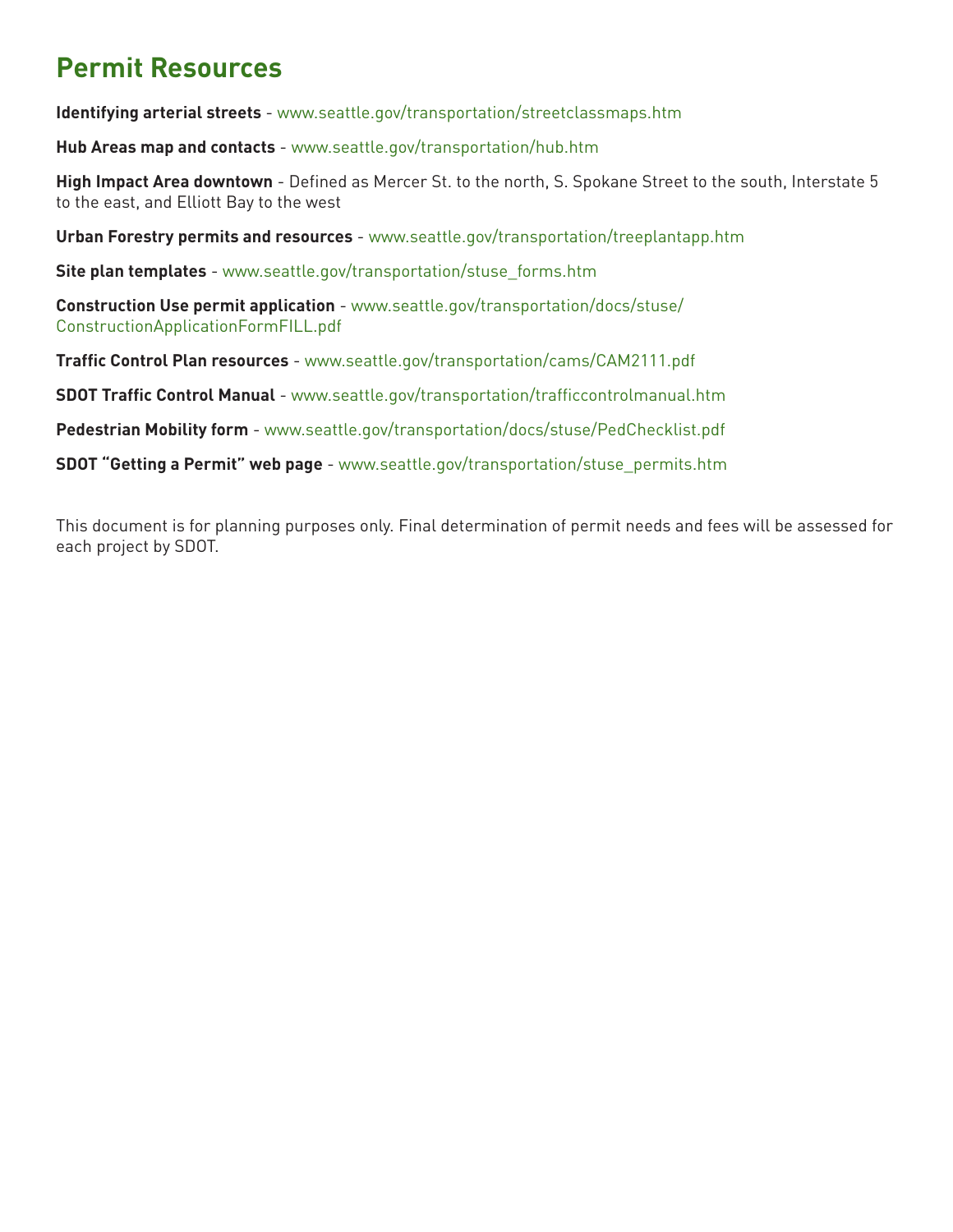## Permit Resources

**Identifying arterial streets** - www.seattle.gov/transportation/streetclassmaps.htm

**Hub Areas map and contacts** - www.seattle.gov/transportation/hub.htm

**High Impact Area downtown** - Defined as Mercer St. to the north, S. Spokane Street to the south, Interstate 5 to the east, and Elliott Bay to the west

**Urban Forestry permits and resources** - www.seattle.gov/transportation/treeplantapp.htm

**Site plan templates** - www.seattle.gov/transportation/stuse_forms.htm

**Construction Use permit application** - www.seattle.gov/transportation/docs/stuse/ConstructionApplicationFormFILL.pdf

**Traffic Control Plan resources** - www.seattle.gov/transportation/cams/CAM2111.pdf

**SDOT Traffic Control Manual** - www.seattle.gov/transportation/trafficcontrolmanual.htm

**Pedestrian Mobility form** - www.seattle.gov/transportation/docs/stuse/PedChecklist.pdf

**SDOT "Getting a Permit" web page** - www.seattle.gov/transportation/stuse_permits.htm

This document is for planning purposes only. Final determination of permit needs and fees will be assessed for each project by SDOT.